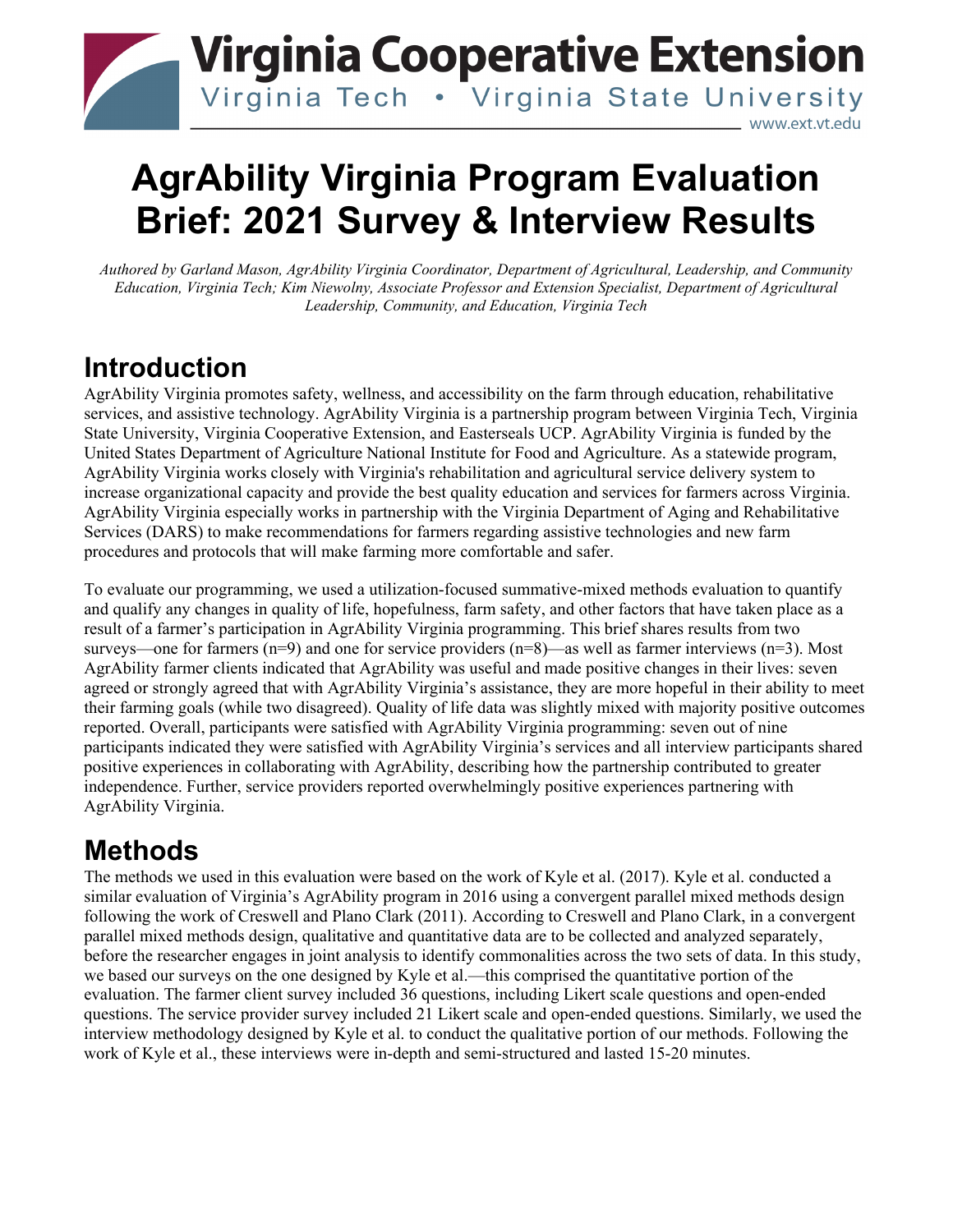Virginia Cooperative Extension
Virginia Tech • Virginia State University
www.ext.vt.edu

# AgrAbility Virginia Program Evaluation Brief: 2021 Survey & Interview Results

*Authored by Garland Mason, AgrAbility Virginia Coordinator, Department of Agricultural, Leadership, and Community Education, Virginia Tech; Kim Niewolny, Associate Professor and Extension Specialist, Department of Agricultural Leadership, Community, and Education, Virginia Tech*

## Introduction

AgrAbility Virginia promotes safety, wellness, and accessibility on the farm through education, rehabilitative services, and assistive technology. AgrAbility Virginia is a partnership program between Virginia Tech, Virginia State University, Virginia Cooperative Extension, and Easterseals UCP. AgrAbility Virginia is funded by the United States Department of Agriculture National Institute for Food and Agriculture. As a statewide program, AgrAbility Virginia works closely with Virginia's rehabilitation and agricultural service delivery system to increase organizational capacity and provide the best quality education and services for farmers across Virginia. AgrAbility Virginia especially works in partnership with the Virginia Department of Aging and Rehabilitative Services (DARS) to make recommendations for farmers regarding assistive technologies and new farm procedures and protocols that will make farming more comfortable and safer.

To evaluate our programming, we used a utilization-focused summative-mixed methods evaluation to quantify and qualify any changes in quality of life, hopefulness, farm safety, and other factors that have taken place as a result of a farmer's participation in AgrAbility Virginia programming. This brief shares results from two surveys—one for farmers (n=9) and one for service providers (n=8)—as well as farmer interviews (n=3). Most AgrAbility farmer clients indicated that AgrAbility was useful and made positive changes in their lives: seven agreed or strongly agreed that with AgrAbility Virginia's assistance, they are more hopeful in their ability to meet their farming goals (while two disagreed). Quality of life data was slightly mixed with majority positive outcomes reported. Overall, participants were satisfied with AgrAbility Virginia programming: seven out of nine participants indicated they were satisfied with AgrAbility Virginia's services and all interview participants shared positive experiences in collaborating with AgrAbility, describing how the partnership contributed to greater independence. Further, service providers reported overwhelmingly positive experiences partnering with AgrAbility Virginia.

## Methods

The methods we used in this evaluation were based on the work of Kyle et al. (2017). Kyle et al. conducted a similar evaluation of Virginia's AgrAbility program in 2016 using a convergent parallel mixed methods design following the work of Creswell and Plano Clark (2011). According to Creswell and Plano Clark, in a convergent parallel mixed methods design, qualitative and quantitative data are to be collected and analyzed separately, before the researcher engages in joint analysis to identify commonalities across the two sets of data. In this study, we based our surveys on the one designed by Kyle et al.—this comprised the quantitative portion of the evaluation. The farmer client survey included 36 questions, including Likert scale questions and open-ended questions. The service provider survey included 21 Likert scale and open-ended questions. Similarly, we used the interview methodology designed by Kyle et al. to conduct the qualitative portion of our methods. Following the work of Kyle et al., these interviews were in-depth and semi-structured and lasted 15-20 minutes.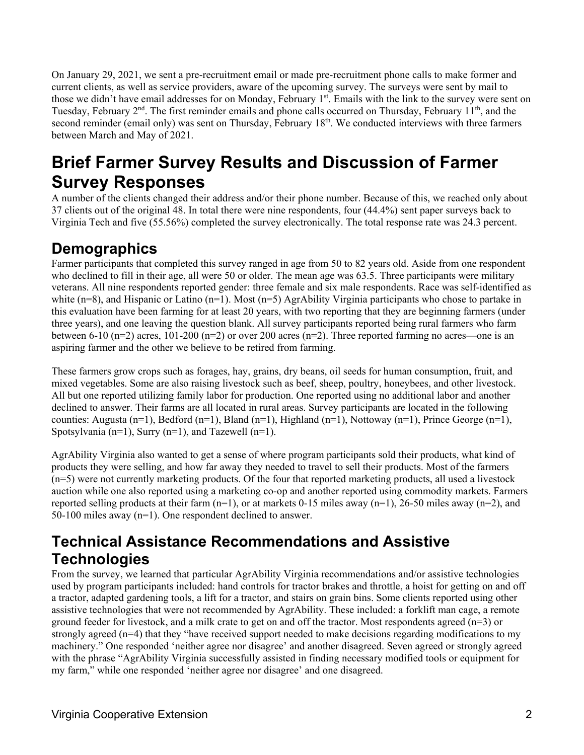On January 29, 2021, we sent a pre-recruitment email or made pre-recruitment phone calls to make former and current clients, as well as service providers, aware of the upcoming survey. The surveys were sent by mail to those we didn't have email addresses for on Monday, February 1st. Emails with the link to the survey were sent on Tuesday, February 2nd. The first reminder emails and phone calls occurred on Thursday, February 11th, and the second reminder (email only) was sent on Thursday, February 18th. We conducted interviews with three farmers between March and May of 2021.

# Brief Farmer Survey Results and Discussion of Farmer Survey Responses

A number of the clients changed their address and/or their phone number. Because of this, we reached only about 37 clients out of the original 48. In total there were nine respondents, four (44.4%) sent paper surveys back to Virginia Tech and five (55.56%) completed the survey electronically. The total response rate was 24.3 percent.

## Demographics

Farmer participants that completed this survey ranged in age from 50 to 82 years old. Aside from one respondent who declined to fill in their age, all were 50 or older. The mean age was 63.5. Three participants were military veterans. All nine respondents reported gender: three female and six male respondents. Race was self-identified as white (n=8), and Hispanic or Latino (n=1). Most (n=5) AgrAbility Virginia participants who chose to partake in this evaluation have been farming for at least 20 years, with two reporting that they are beginning farmers (under three years), and one leaving the question blank. All survey participants reported being rural farmers who farm between 6-10 (n=2) acres, 101-200 (n=2) or over 200 acres (n=2). Three reported farming no acres—one is an aspiring farmer and the other we believe to be retired from farming.

These farmers grow crops such as forages, hay, grains, dry beans, oil seeds for human consumption, fruit, and mixed vegetables. Some are also raising livestock such as beef, sheep, poultry, honeybees, and other livestock. All but one reported utilizing family labor for production. One reported using no additional labor and another declined to answer. Their farms are all located in rural areas. Survey participants are located in the following counties: Augusta (n=1), Bedford (n=1), Bland (n=1), Highland (n=1), Nottoway (n=1), Prince George (n=1), Spotsylvania (n=1), Surry (n=1), and Tazewell (n=1).

AgrAbility Virginia also wanted to get a sense of where program participants sold their products, what kind of products they were selling, and how far away they needed to travel to sell their products. Most of the farmers (n=5) were not currently marketing products. Of the four that reported marketing products, all used a livestock auction while one also reported using a marketing co-op and another reported using commodity markets. Farmers reported selling products at their farm (n=1), or at markets 0-15 miles away (n=1), 26-50 miles away (n=2), and 50-100 miles away (n=1). One respondent declined to answer.

## Technical Assistance Recommendations and Assistive Technologies

From the survey, we learned that particular AgrAbility Virginia recommendations and/or assistive technologies used by program participants included: hand controls for tractor brakes and throttle, a hoist for getting on and off a tractor, adapted gardening tools, a lift for a tractor, and stairs on grain bins. Some clients reported using other assistive technologies that were not recommended by AgrAbility. These included: a forklift man cage, a remote ground feeder for livestock, and a milk crate to get on and off the tractor. Most respondents agreed (n=3) or strongly agreed (n=4) that they "have received support needed to make decisions regarding modifications to my machinery." One responded 'neither agree nor disagree' and another disagreed. Seven agreed or strongly agreed with the phrase "AgrAbility Virginia successfully assisted in finding necessary modified tools or equipment for my farm," while one responded 'neither agree nor disagree' and one disagreed.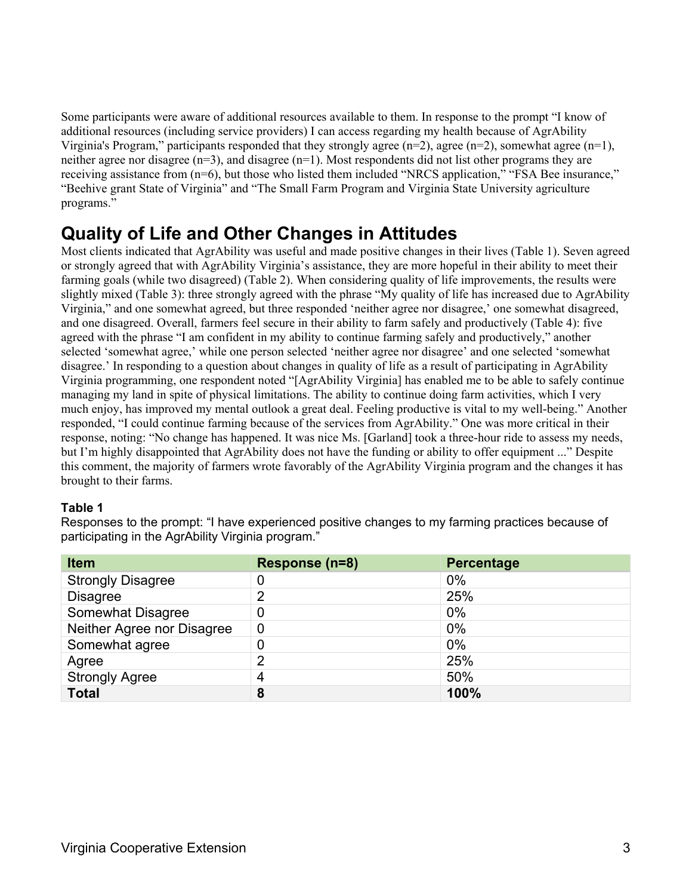Some participants were aware of additional resources available to them. In response to the prompt "I know of additional resources (including service providers) I can access regarding my health because of AgrAbility Virginia's Program," participants responded that they strongly agree (n=2), agree (n=2), somewhat agree (n=1), neither agree nor disagree (n=3), and disagree (n=1). Most respondents did not list other programs they are receiving assistance from (n=6), but those who listed them included "NRCS application," "FSA Bee insurance," "Beehive grant State of Virginia" and "The Small Farm Program and Virginia State University agriculture programs."

## Quality of Life and Other Changes in Attitudes

Most clients indicated that AgrAbility was useful and made positive changes in their lives (Table 1). Seven agreed or strongly agreed that with AgrAbility Virginia's assistance, they are more hopeful in their ability to meet their farming goals (while two disagreed) (Table 2). When considering quality of life improvements, the results were slightly mixed (Table 3): three strongly agreed with the phrase "My quality of life has increased due to AgrAbility Virginia," and one somewhat agreed, but three responded 'neither agree nor disagree,' one somewhat disagreed, and one disagreed. Overall, farmers feel secure in their ability to farm safely and productively (Table 4): five agreed with the phrase "I am confident in my ability to continue farming safely and productively," another selected 'somewhat agree,' while one person selected 'neither agree nor disagree' and one selected 'somewhat disagree.' In responding to a question about changes in quality of life as a result of participating in AgrAbility Virginia programming, one respondent noted "[AgrAbility Virginia] has enabled me to be able to safely continue managing my land in spite of physical limitations. The ability to continue doing farm activities, which I very much enjoy, has improved my mental outlook a great deal. Feeling productive is vital to my well-being." Another responded, "I could continue farming because of the services from AgrAbility." One was more critical in their response, noting: "No change has happened. It was nice Ms. [Garland] took a three-hour ride to assess my needs, but I'm highly disappointed that AgrAbility does not have the funding or ability to offer equipment ..." Despite this comment, the majority of farmers wrote favorably of the AgrAbility Virginia program and the changes it has brought to their farms.

**Table 1**

Responses to the prompt: "I have experienced positive changes to my farming practices because of participating in the AgrAbility Virginia program."

| Item | Response (n=8) | Percentage |
|---|---|---|
| Strongly Disagree | 0 | 0% |
| Disagree | 2 | 25% |
| Somewhat Disagree | 0 | 0% |
| Neither Agree nor Disagree | 0 | 0% |
| Somewhat agree | 0 | 0% |
| Agree | 2 | 25% |
| Strongly Agree | 4 | 50% |
| **Total** | **8** | **100%** |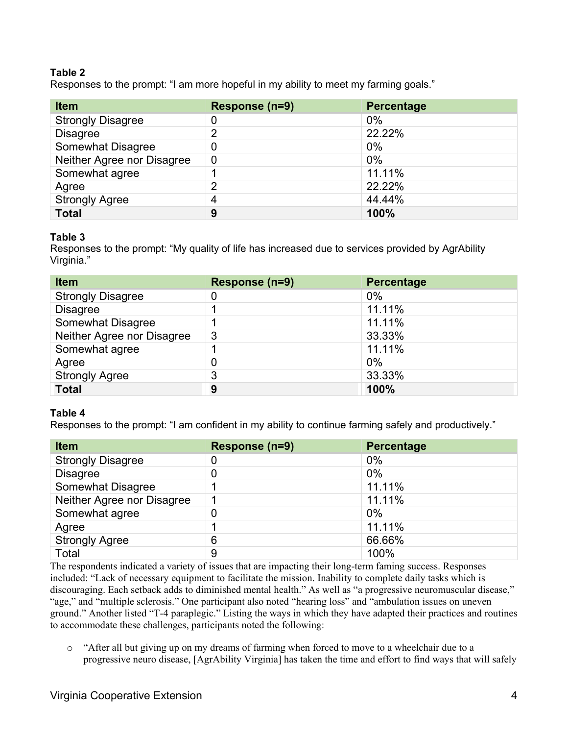**Table 2**
Responses to the prompt: "I am more hopeful in my ability to meet my farming goals."

| Item | Response (n=9) | Percentage |
|---|---|---|
| Strongly Disagree | 0 | 0% |
| Disagree | 2 | 22.22% |
| Somewhat Disagree | 0 | 0% |
| Neither Agree nor Disagree | 0 | 0% |
| Somewhat agree | 1 | 11.11% |
| Agree | 2 | 22.22% |
| Strongly Agree | 4 | 44.44% |
| **Total** | **9** | **100%** |

**Table 3**
Responses to the prompt: "My quality of life has increased due to services provided by AgrAbility Virginia."

| Item | Response (n=9) | Percentage |
|---|---|---|
| Strongly Disagree | 0 | 0% |
| Disagree | 1 | 11.11% |
| Somewhat Disagree | 1 | 11.11% |
| Neither Agree nor Disagree | 3 | 33.33% |
| Somewhat agree | 1 | 11.11% |
| Agree | 0 | 0% |
| Strongly Agree | 3 | 33.33% |
| **Total** | **9** | **100%** |

**Table 4**
Responses to the prompt: "I am confident in my ability to continue farming safely and productively."

| Item | Response (n=9) | Percentage |
|---|---|---|
| Strongly Disagree | 0 | 0% |
| Disagree | 0 | 0% |
| Somewhat Disagree | 1 | 11.11% |
| Neither Agree nor Disagree | 1 | 11.11% |
| Somewhat agree | 0 | 0% |
| Agree | 1 | 11.11% |
| Strongly Agree | 6 | 66.66% |
| Total | 9 | 100% |

The respondents indicated a variety of issues that are impacting their long-term faming success. Responses included: "Lack of necessary equipment to facilitate the mission. Inability to complete daily tasks which is discouraging. Each setback adds to diminished mental health." As well as "a progressive neuromuscular disease," "age," and "multiple sclerosis." One participant also noted "hearing loss" and "ambulation issues on uneven ground." Another listed "T-4 paraplegic." Listing the ways in which they have adapted their practices and routines to accommodate these challenges, participants noted the following:

- "After all but giving up on my dreams of farming when forced to move to a wheelchair due to a progressive neuro disease, [AgrAbility Virginia] has taken the time and effort to find ways that will safely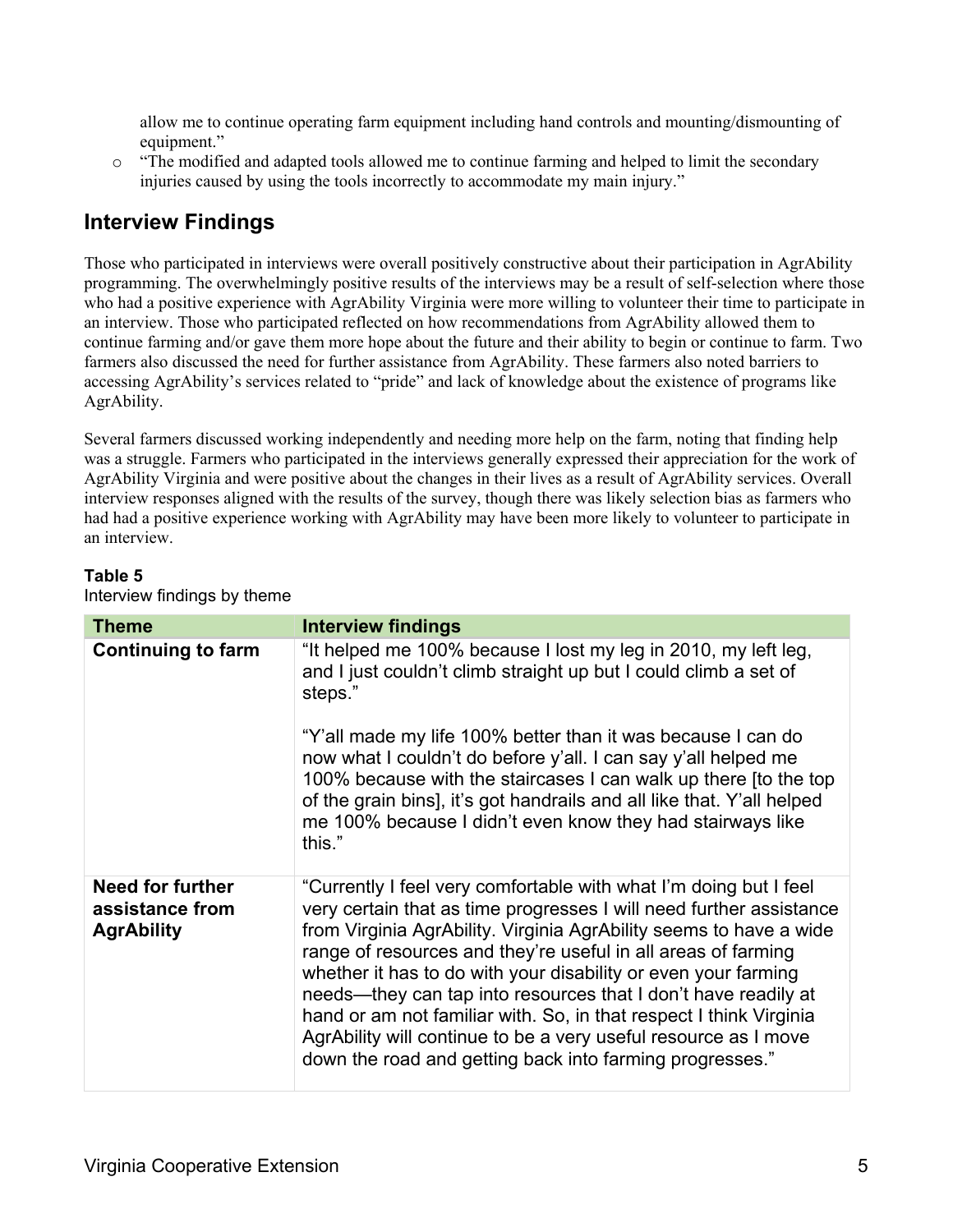allow me to continue operating farm equipment including hand controls and mounting/dismounting of equipment."

- "The modified and adapted tools allowed me to continue farming and helped to limit the secondary injuries caused by using the tools incorrectly to accommodate my main injury."

## Interview Findings

Those who participated in interviews were overall positively constructive about their participation in AgrAbility programming. The overwhelmingly positive results of the interviews may be a result of self-selection where those who had a positive experience with AgrAbility Virginia were more willing to volunteer their time to participate in an interview. Those who participated reflected on how recommendations from AgrAbility allowed them to continue farming and/or gave them more hope about the future and their ability to begin or continue to farm. Two farmers also discussed the need for further assistance from AgrAbility. These farmers also noted barriers to accessing AgrAbility's services related to "pride" and lack of knowledge about the existence of programs like AgrAbility.

Several farmers discussed working independently and needing more help on the farm, noting that finding help was a struggle. Farmers who participated in the interviews generally expressed their appreciation for the work of AgrAbility Virginia and were positive about the changes in their lives as a result of AgrAbility services. Overall interview responses aligned with the results of the survey, though there was likely selection bias as farmers who had had a positive experience working with AgrAbility may have been more likely to volunteer to participate in an interview.

**Table 5**
Interview findings by theme

| Theme | Interview findings |
|---|---|
| **Continuing to farm** | "It helped me 100% because I lost my leg in 2010, my left leg, and I just couldn't climb straight up but I could climb a set of steps."<br><br>"Y'all made my life 100% better than it was because I can do now what I couldn't do before y'all. I can say y'all helped me 100% because with the staircases I can walk up there [to the top of the grain bins], it's got handrails and all like that. Y'all helped me 100% because I didn't even know they had stairways like this." |
| **Need for further assistance from AgrAbility** | "Currently I feel very comfortable with what I'm doing but I feel very certain that as time progresses I will need further assistance from Virginia AgrAbility. Virginia AgrAbility seems to have a wide range of resources and they're useful in all areas of farming whether it has to do with your disability or even your farming needs—they can tap into resources that I don't have readily at hand or am not familiar with. So, in that respect I think Virginia AgrAbility will continue to be a very useful resource as I move down the road and getting back into farming progresses." |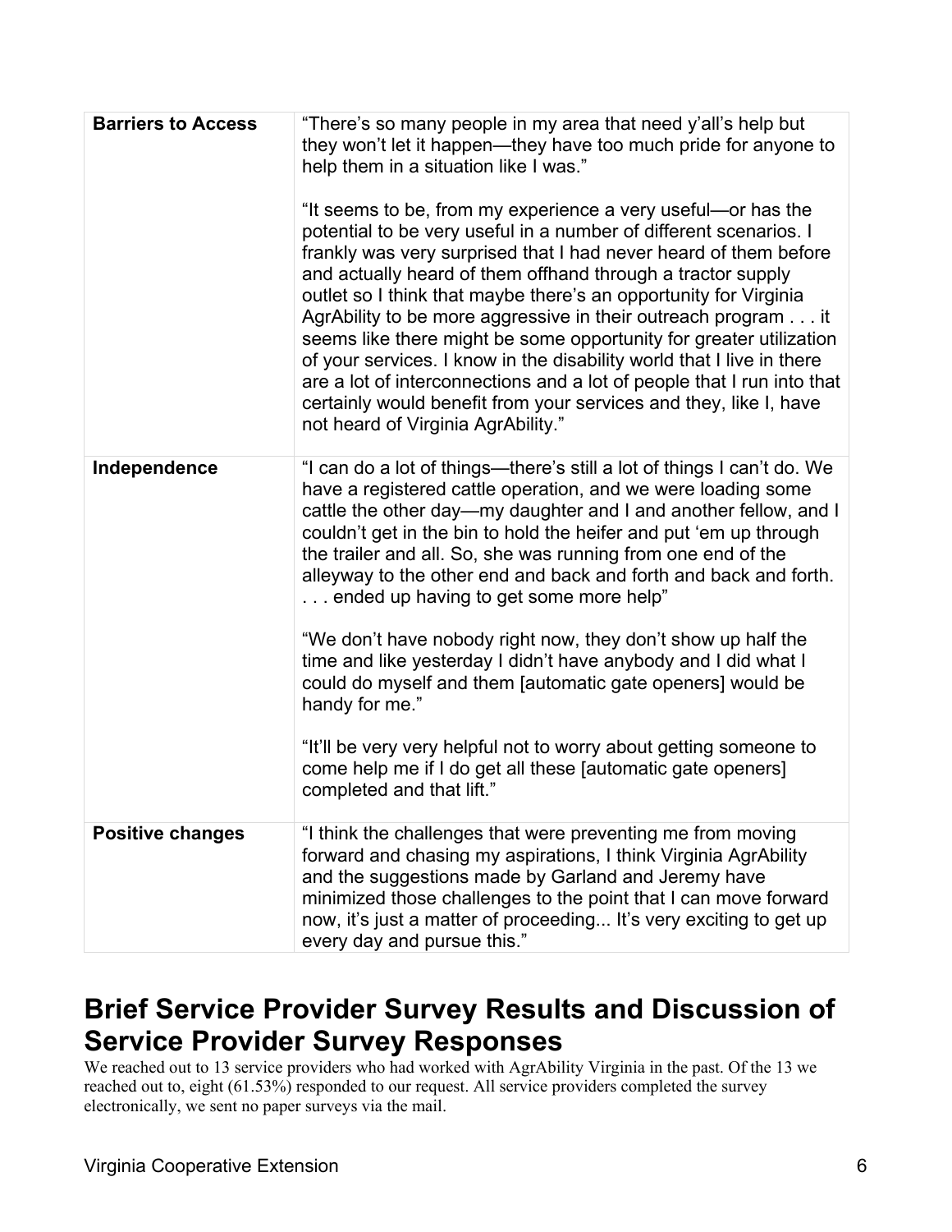| | |
|---|---|
| **Barriers to Access** | "There's so many people in my area that need y'all's help but they won't let it happen—they have too much pride for anyone to help them in a situation like I was." <br><br> "It seems to be, from my experience a very useful—or has the potential to be very useful in a number of different scenarios. I frankly was very surprised that I had never heard of them before and actually heard of them offhand through a tractor supply outlet so I think that maybe there's an opportunity for Virginia AgrAbility to be more aggressive in their outreach program . . . it seems like there might be some opportunity for greater utilization of your services. I know in the disability world that I live in there are a lot of interconnections and a lot of people that I run into that certainly would benefit from your services and they, like I, have not heard of Virginia AgrAbility." |
| **Independence** | "I can do a lot of things—there's still a lot of things I can't do. We have a registered cattle operation, and we were loading some cattle the other day—my daughter and I and another fellow, and I couldn't get in the bin to hold the heifer and put 'em up through the trailer and all. So, she was running from one end of the alleyway to the other end and back and forth and back and forth. . . . ended up having to get some more help" <br><br> "We don't have nobody right now, they don't show up half the time and like yesterday I didn't have anybody and I did what I could do myself and them [automatic gate openers] would be handy for me." <br><br> "It'll be very very helpful not to worry about getting someone to come help me if I do get all these [automatic gate openers] completed and that lift." |
| **Positive changes** | "I think the challenges that were preventing me from moving forward and chasing my aspirations, I think Virginia AgrAbility and the suggestions made by Garland and Jeremy have minimized those challenges to the point that I can move forward now, it's just a matter of proceeding... It's very exciting to get up every day and pursue this." |

## Brief Service Provider Survey Results and Discussion of Service Provider Survey Responses

We reached out to 13 service providers who had worked with AgrAbility Virginia in the past. Of the 13 we reached out to, eight (61.53%) responded to our request. All service providers completed the survey electronically, we sent no paper surveys via the mail.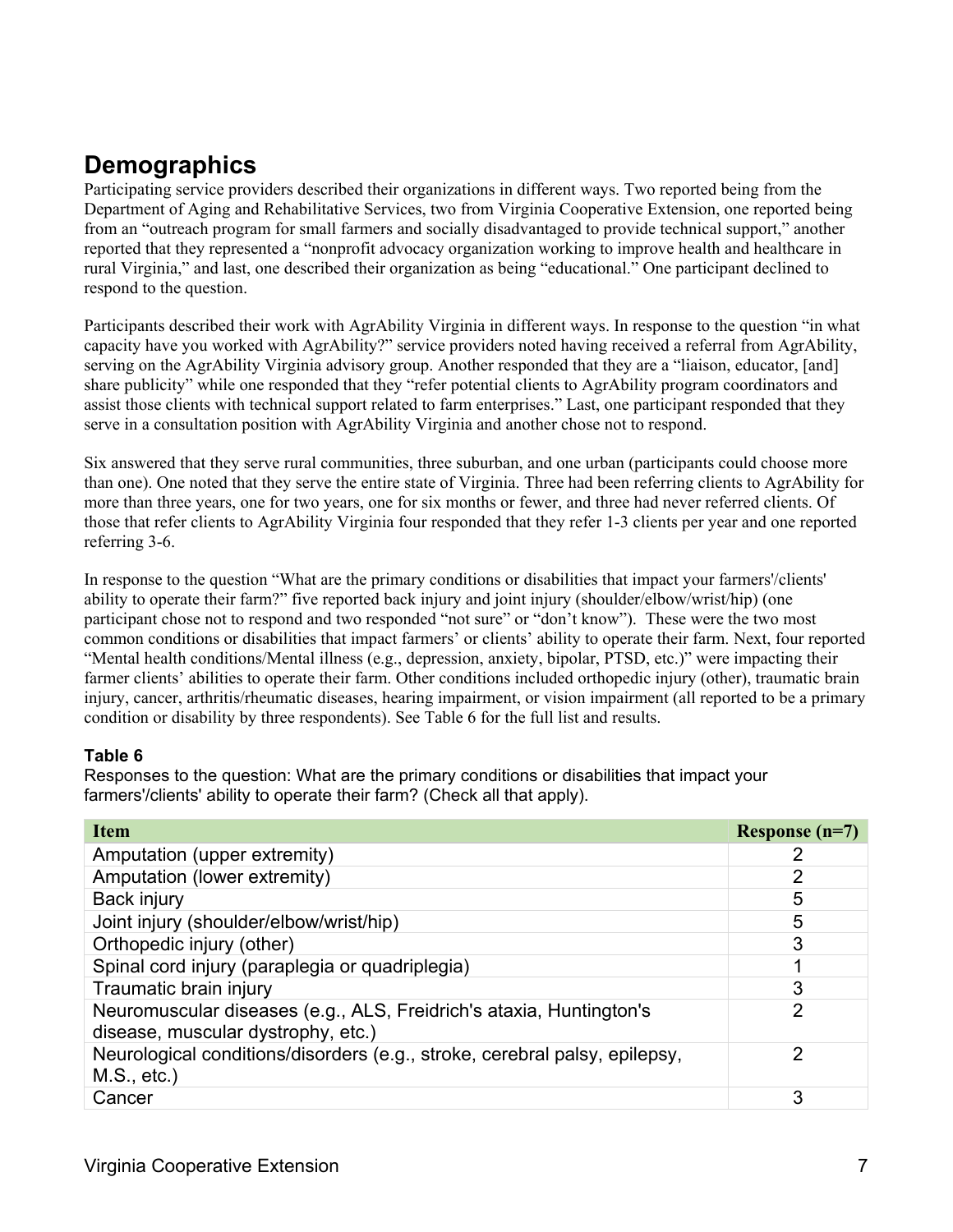## Demographics

Participating service providers described their organizations in different ways. Two reported being from the Department of Aging and Rehabilitative Services, two from Virginia Cooperative Extension, one reported being from an "outreach program for small farmers and socially disadvantaged to provide technical support," another reported that they represented a "nonprofit advocacy organization working to improve health and healthcare in rural Virginia," and last, one described their organization as being "educational." One participant declined to respond to the question.

Participants described their work with AgrAbility Virginia in different ways. In response to the question "in what capacity have you worked with AgrAbility?" service providers noted having received a referral from AgrAbility, serving on the AgrAbility Virginia advisory group. Another responded that they are a "liaison, educator, [and] share publicity" while one responded that they "refer potential clients to AgrAbility program coordinators and assist those clients with technical support related to farm enterprises." Last, one participant responded that they serve in a consultation position with AgrAbility Virginia and another chose not to respond.

Six answered that they serve rural communities, three suburban, and one urban (participants could choose more than one). One noted that they serve the entire state of Virginia. Three had been referring clients to AgrAbility for more than three years, one for two years, one for six months or fewer, and three had never referred clients. Of those that refer clients to AgrAbility Virginia four responded that they refer 1-3 clients per year and one reported referring 3-6.

In response to the question "What are the primary conditions or disabilities that impact your farmers'/clients' ability to operate their farm?" five reported back injury and joint injury (shoulder/elbow/wrist/hip) (one participant chose not to respond and two responded "not sure" or "don't know"). These were the two most common conditions or disabilities that impact farmers' or clients' ability to operate their farm. Next, four reported "Mental health conditions/Mental illness (e.g., depression, anxiety, bipolar, PTSD, etc.)" were impacting their farmer clients' abilities to operate their farm. Other conditions included orthopedic injury (other), traumatic brain injury, cancer, arthritis/rheumatic diseases, hearing impairment, or vision impairment (all reported to be a primary condition or disability by three respondents). See Table 6 for the full list and results.

**Table 6**

Responses to the question: What are the primary conditions or disabilities that impact your farmers'/clients' ability to operate their farm? (Check all that apply).

| Item | Response (n=7) |
| --- | --- |
| Amputation (upper extremity) | 2 |
| Amputation (lower extremity) | 2 |
| Back injury | 5 |
| Joint injury (shoulder/elbow/wrist/hip) | 5 |
| Orthopedic injury (other) | 3 |
| Spinal cord injury (paraplegia or quadriplegia) | 1 |
| Traumatic brain injury | 3 |
| Neuromuscular diseases (e.g., ALS, Freidrich's ataxia, Huntington's disease, muscular dystrophy, etc.) | 2 |
| Neurological conditions/disorders (e.g., stroke, cerebral palsy, epilepsy, M.S., etc.) | 2 |
| Cancer | 3 |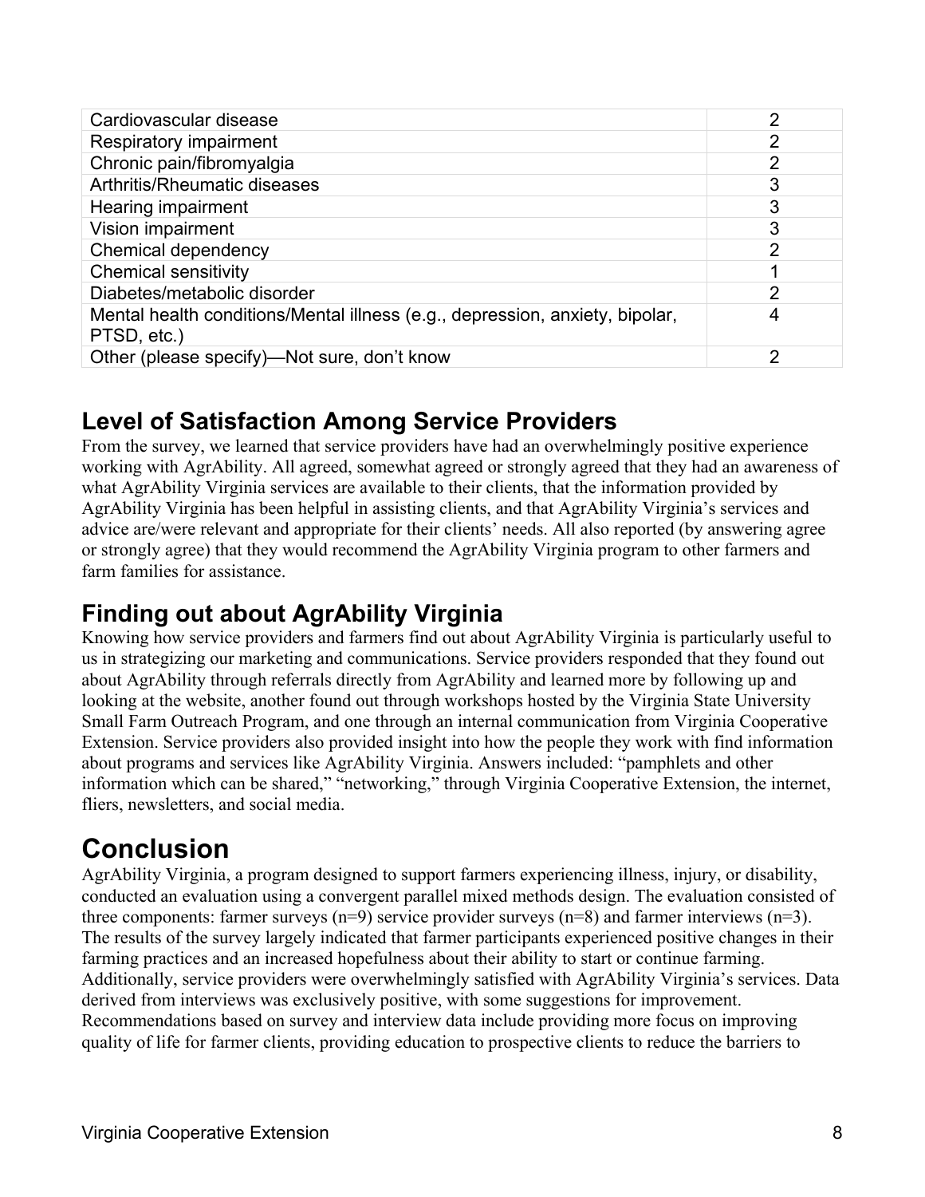| | |
|---|---|
| Cardiovascular disease | 2 |
| Respiratory impairment | 2 |
| Chronic pain/fibromyalgia | 2 |
| Arthritis/Rheumatic diseases | 3 |
| Hearing impairment | 3 |
| Vision impairment | 3 |
| Chemical dependency | 2 |
| Chemical sensitivity | 1 |
| Diabetes/metabolic disorder | 2 |
| Mental health conditions/Mental illness (e.g., depression, anxiety, bipolar, PTSD, etc.) | 4 |
| Other (please specify)—Not sure, don't know | 2 |

## Level of Satisfaction Among Service Providers

From the survey, we learned that service providers have had an overwhelmingly positive experience working with AgrAbility. All agreed, somewhat agreed or strongly agreed that they had an awareness of what AgrAbility Virginia services are available to their clients, that the information provided by AgrAbility Virginia has been helpful in assisting clients, and that AgrAbility Virginia's services and advice are/were relevant and appropriate for their clients' needs. All also reported (by answering agree or strongly agree) that they would recommend the AgrAbility Virginia program to other farmers and farm families for assistance.

## Finding out about AgrAbility Virginia

Knowing how service providers and farmers find out about AgrAbility Virginia is particularly useful to us in strategizing our marketing and communications. Service providers responded that they found out about AgrAbility through referrals directly from AgrAbility and learned more by following up and looking at the website, another found out through workshops hosted by the Virginia State University Small Farm Outreach Program, and one through an internal communication from Virginia Cooperative Extension. Service providers also provided insight into how the people they work with find information about programs and services like AgrAbility Virginia. Answers included: "pamphlets and other information which can be shared," "networking," through Virginia Cooperative Extension, the internet, fliers, newsletters, and social media.

# Conclusion

AgrAbility Virginia, a program designed to support farmers experiencing illness, injury, or disability, conducted an evaluation using a convergent parallel mixed methods design. The evaluation consisted of three components: farmer surveys (n=9) service provider surveys (n=8) and farmer interviews (n=3). The results of the survey largely indicated that farmer participants experienced positive changes in their farming practices and an increased hopefulness about their ability to start or continue farming. Additionally, service providers were overwhelmingly satisfied with AgrAbility Virginia's services. Data derived from interviews was exclusively positive, with some suggestions for improvement. Recommendations based on survey and interview data include providing more focus on improving quality of life for farmer clients, providing education to prospective clients to reduce the barriers to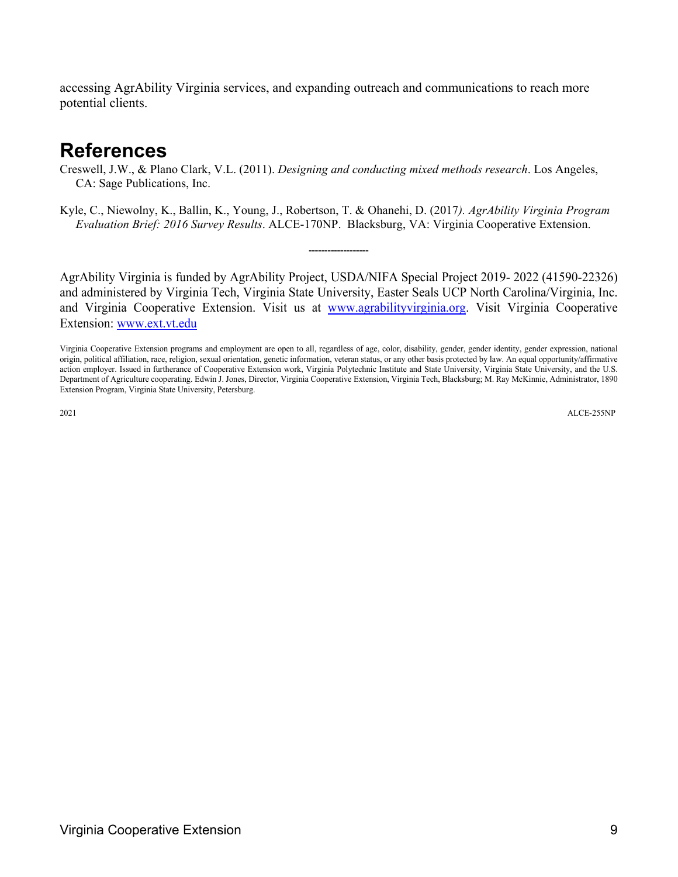accessing AgrAbility Virginia services, and expanding outreach and communications to reach more potential clients.

# References

Creswell, J.W., & Plano Clark, V.L. (2011). *Designing and conducting mixed methods research*. Los Angeles, CA: Sage Publications, Inc.

Kyle, C., Niewolny, K., Ballin, K., Young, J., Robertson, T. & Ohanehi, D. (2017*). AgrAbility Virginia Program Evaluation Brief: 2016 Survey Results*. ALCE-170NP. Blacksburg, VA: Virginia Cooperative Extension.

------------------

AgrAbility Virginia is funded by AgrAbility Project, USDA/NIFA Special Project 2019- 2022 (41590-22326) and administered by Virginia Tech, Virginia State University, Easter Seals UCP North Carolina/Virginia, Inc. and Virginia Cooperative Extension. Visit us at [www.agrabilityvirginia.org](www.agrabilityvirginia.org). Visit Virginia Cooperative Extension: [www.ext.vt.edu](www.ext.vt.edu)

Virginia Cooperative Extension programs and employment are open to all, regardless of age, color, disability, gender, gender identity, gender expression, national origin, political affiliation, race, religion, sexual orientation, genetic information, veteran status, or any other basis protected by law. An equal opportunity/affirmative action employer. Issued in furtherance of Cooperative Extension work, Virginia Polytechnic Institute and State University, Virginia State University, and the U.S. Department of Agriculture cooperating. Edwin J. Jones, Director, Virginia Cooperative Extension, Virginia Tech, Blacksburg; M. Ray McKinnie, Administrator, 1890 Extension Program, Virginia State University, Petersburg.

2021 ALCE-255NP